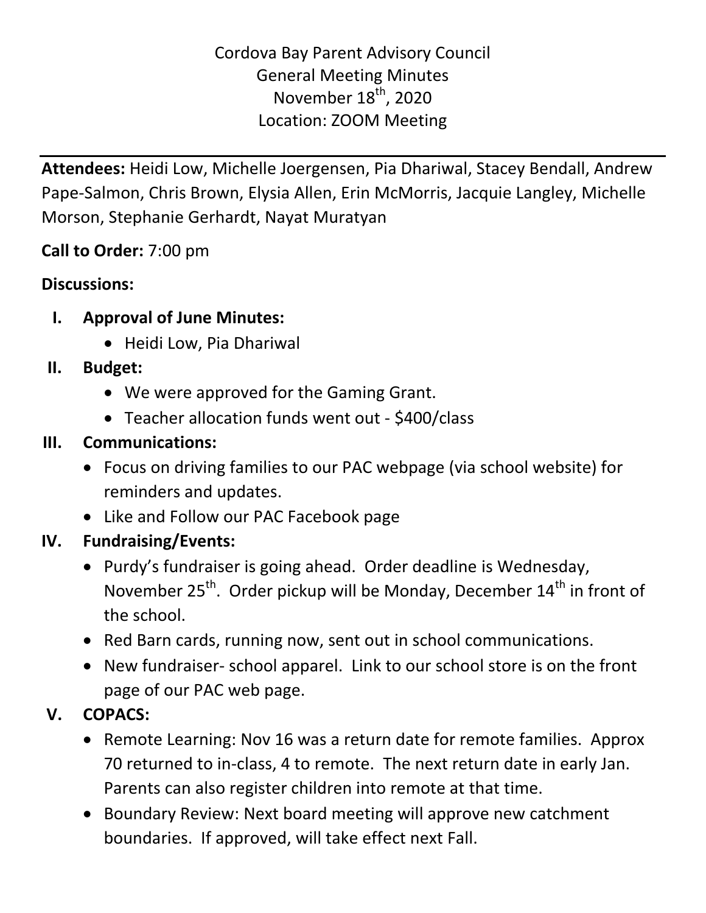Cordova Bay Parent Advisory Council
General Meeting Minutes
November 18th, 2020
Location: ZOOM Meeting

---

**Attendees:** Heidi Low, Michelle Joergensen, Pia Dhariwal, Stacey Bendall, Andrew Pape-Salmon, Chris Brown, Elysia Allen, Erin McMorris, Jacquie Langley, Michelle Morson, Stephanie Gerhardt, Nayat Muratyan

**Call to Order:** 7:00 pm

**Discussions:**

I. **Approval of June Minutes:**
   - Heidi Low, Pia Dhariwal

II. **Budget:**
   - We were approved for the Gaming Grant.
   - Teacher allocation funds went out - $400/class

III. **Communications:**
   - Focus on driving families to our PAC webpage (via school website) for reminders and updates.
   - Like and Follow our PAC Facebook page

IV. **Fundraising/Events:**
   - Purdy's fundraiser is going ahead. Order deadline is Wednesday, November 25th. Order pickup will be Monday, December 14th in front of the school.
   - Red Barn cards, running now, sent out in school communications.
   - New fundraiser- school apparel. Link to our school store is on the front page of our PAC web page.

V. **COPACS:**
   - Remote Learning: Nov 16 was a return date for remote families. Approx 70 returned to in-class, 4 to remote. The next return date in early Jan. Parents can also register children into remote at that time.
   - Boundary Review: Next board meeting will approve new catchment boundaries. If approved, will take effect next Fall.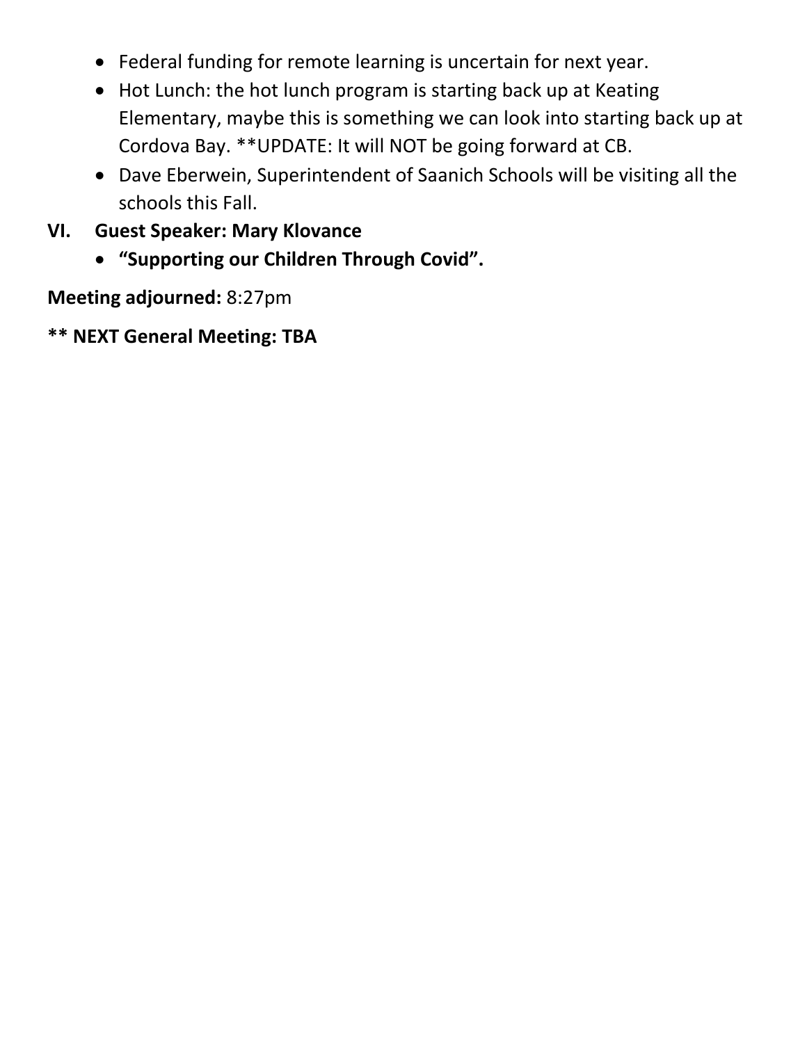- Federal funding for remote learning is uncertain for next year.
- Hot Lunch: the hot lunch program is starting back up at Keating Elementary, maybe this is something we can look into starting back up at Cordova Bay. **UPDATE: It will NOT be going forward at CB.
- Dave Eberwein, Superintendent of Saanich Schools will be visiting all the schools this Fall.

VI. **Guest Speaker: Mary Klovance**

- **"Supporting our Children Through Covid".**

**Meeting adjourned:** 8:27pm

**\*\* NEXT General Meeting: TBA**